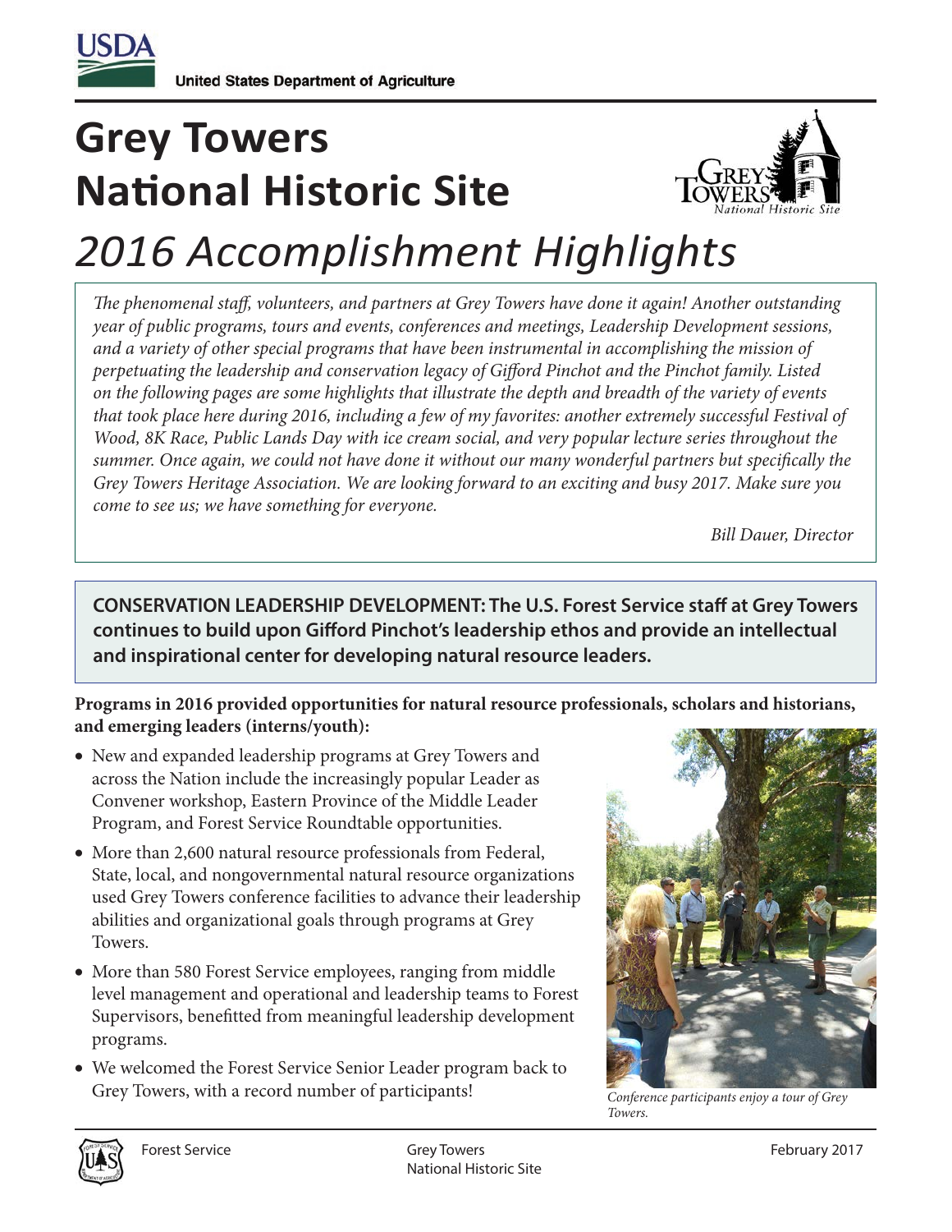United States Department of Agriculture

# Grey Towers National Historic Site

## *2016 Accomplishment Highlights*

*The phenomenal staff, volunteers, and partners at Grey Towers have done it again! Another outstanding year of public programs, tours and events, conferences and meetings, Leadership Development sessions, and a variety of other special programs that have been instrumental in accomplishing the mission of perpetuating the leadership and conservation legacy of Gifford Pinchot and the Pinchot family. Listed on the following pages are some highlights that illustrate the depth and breadth of the variety of events that took place here during 2016, including a few of my favorites: another extremely successful Festival of Wood, 8K Race, Public Lands Day with ice cream social, and very popular lecture series throughout the summer. Once again, we could not have done it without our many wonderful partners but specifically the Grey Towers Heritage Association. We are looking forward to an exciting and busy 2017. Make sure you come to see us; we have something for everyone.*

*Bill Dauer, Director*

**CONSERVATION LEADERSHIP DEVELOPMENT: The U.S. Forest Service staff at Grey Towers continues to build upon Gifford Pinchot's leadership ethos and provide an intellectual and inspirational center for developing natural resource leaders.**

**Programs in 2016 provided opportunities for natural resource professionals, scholars and historians, and emerging leaders (interns/youth):**

- New and expanded leadership programs at Grey Towers and across the Nation include the increasingly popular Leader as Convener workshop, Eastern Province of the Middle Leader Program, and Forest Service Roundtable opportunities.
- More than 2,600 natural resource professionals from Federal, State, local, and nongovernmental natural resource organizations used Grey Towers conference facilities to advance their leadership abilities and organizational goals through programs at Grey Towers.
- More than 580 Forest Service employees, ranging from middle level management and operational and leadership teams to Forest Supervisors, benefitted from meaningful leadership development programs.
- We welcomed the Forest Service Senior Leader program back to Grey Towers, with a record number of participants!

*Conference participants enjoy a tour of Grey Towers.*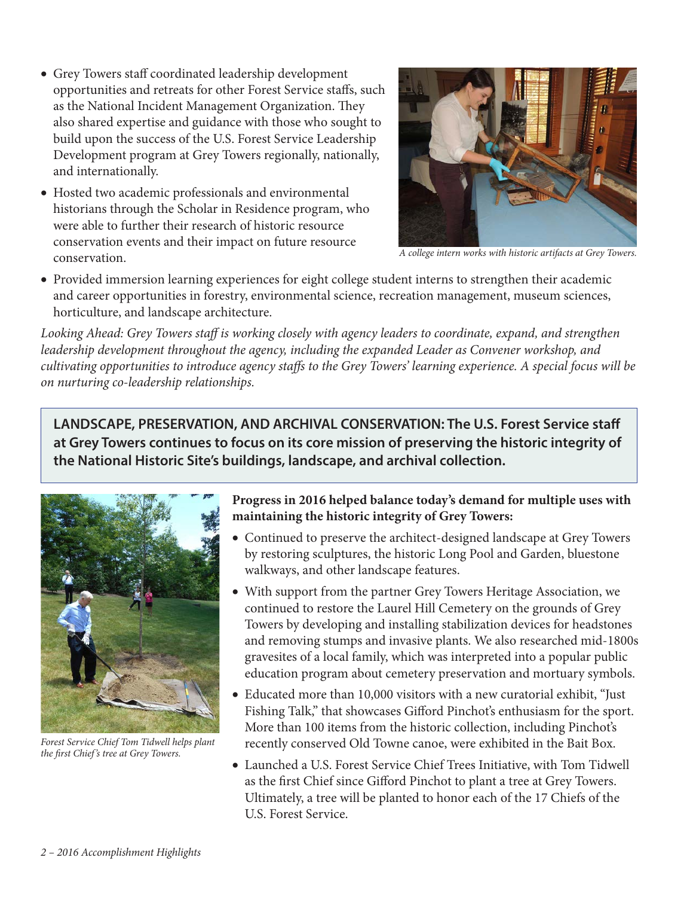- Grey Towers staff coordinated leadership development opportunities and retreats for other Forest Service staffs, such as the National Incident Management Organization. They also shared expertise and guidance with those who sought to build upon the success of the U.S. Forest Service Leadership Development program at Grey Towers regionally, nationally, and internationally.
- Hosted two academic professionals and environmental historians through the Scholar in Residence program, who were able to further their research of historic resource conservation events and their impact on future resource conservation.

*A college intern works with historic artifacts at Grey Towers.*

- Provided immersion learning experiences for eight college student interns to strengthen their academic and career opportunities in forestry, environmental science, recreation management, museum sciences, horticulture, and landscape architecture.

*Looking Ahead: Grey Towers staff is working closely with agency leaders to coordinate, expand, and strengthen leadership development throughout the agency, including the expanded Leader as Convener workshop, and cultivating opportunities to introduce agency staffs to the Grey Towers' learning experience. A special focus will be on nurturing co-leadership relationships.*

**LANDSCAPE, PRESERVATION, AND ARCHIVAL CONSERVATION: The U.S. Forest Service staff at Grey Towers continues to focus on its core mission of preserving the historic integrity of the National Historic Site's buildings, landscape, and archival collection.**

*Forest Service Chief Tom Tidwell helps plant the first Chief's tree at Grey Towers.*

**Progress in 2016 helped balance today's demand for multiple uses with maintaining the historic integrity of Grey Towers:**

- Continued to preserve the architect-designed landscape at Grey Towers by restoring sculptures, the historic Long Pool and Garden, bluestone walkways, and other landscape features.
- With support from the partner Grey Towers Heritage Association, we continued to restore the Laurel Hill Cemetery on the grounds of Grey Towers by developing and installing stabilization devices for headstones and removing stumps and invasive plants. We also researched mid-1800s gravesites of a local family, which was interpreted into a popular public education program about cemetery preservation and mortuary symbols.
- Educated more than 10,000 visitors with a new curatorial exhibit, "Just Fishing Talk," that showcases Gifford Pinchot's enthusiasm for the sport. More than 100 items from the historic collection, including Pinchot's recently conserved Old Towne canoe, were exhibited in the Bait Box.
- Launched a U.S. Forest Service Chief Trees Initiative, with Tom Tidwell as the first Chief since Gifford Pinchot to plant a tree at Grey Towers. Ultimately, a tree will be planted to honor each of the 17 Chiefs of the U.S. Forest Service.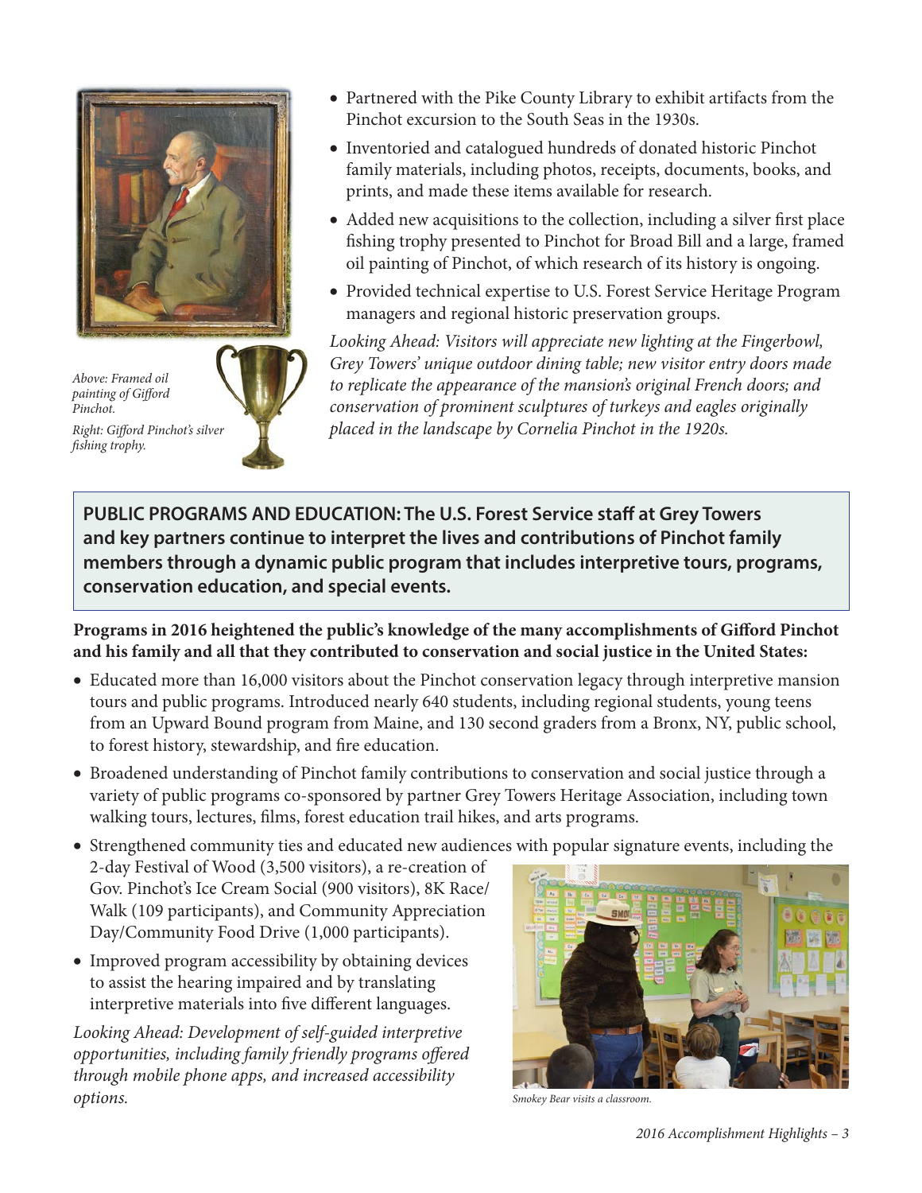Above: Framed oil painting of Gifford Pinchot.

Right: Gifford Pinchot's silver fishing trophy.

- Partnered with the Pike County Library to exhibit artifacts from the Pinchot excursion to the South Seas in the 1930s.
- Inventoried and catalogued hundreds of donated historic Pinchot family materials, including photos, receipts, documents, books, and prints, and made these items available for research.
- Added new acquisitions to the collection, including a silver first place fishing trophy presented to Pinchot for Broad Bill and a large, framed oil painting of Pinchot, of which research of its history is ongoing.
- Provided technical expertise to U.S. Forest Service Heritage Program managers and regional historic preservation groups.

*Looking Ahead: Visitors will appreciate new lighting at the Fingerbowl, Grey Towers' unique outdoor dining table; new visitor entry doors made to replicate the appearance of the mansion's original French doors; and conservation of prominent sculptures of turkeys and eagles originally placed in the landscape by Cornelia Pinchot in the 1920s.*

**PUBLIC PROGRAMS AND EDUCATION: The U.S. Forest Service staff at Grey Towers and key partners continue to interpret the lives and contributions of Pinchot family members through a dynamic public program that includes interpretive tours, programs, conservation education, and special events.**

**Programs in 2016 heightened the public's knowledge of the many accomplishments of Gifford Pinchot and his family and all that they contributed to conservation and social justice in the United States:**

- Educated more than 16,000 visitors about the Pinchot conservation legacy through interpretive mansion tours and public programs. Introduced nearly 640 students, including regional students, young teens from an Upward Bound program from Maine, and 130 second graders from a Bronx, NY, public school, to forest history, stewardship, and fire education.
- Broadened understanding of Pinchot family contributions to conservation and social justice through a variety of public programs co-sponsored by partner Grey Towers Heritage Association, including town walking tours, lectures, films, forest education trail hikes, and arts programs.
- Strengthened community ties and educated new audiences with popular signature events, including the 2-day Festival of Wood (3,500 visitors), a re-creation of Gov. Pinchot's Ice Cream Social (900 visitors), 8K Race/Walk (109 participants), and Community Appreciation Day/Community Food Drive (1,000 participants).
- Improved program accessibility by obtaining devices to assist the hearing impaired and by translating interpretive materials into five different languages.

*Looking Ahead: Development of self-guided interpretive opportunities, including family friendly programs offered through mobile phone apps, and increased accessibility options.*

Smokey Bear visits a classroom.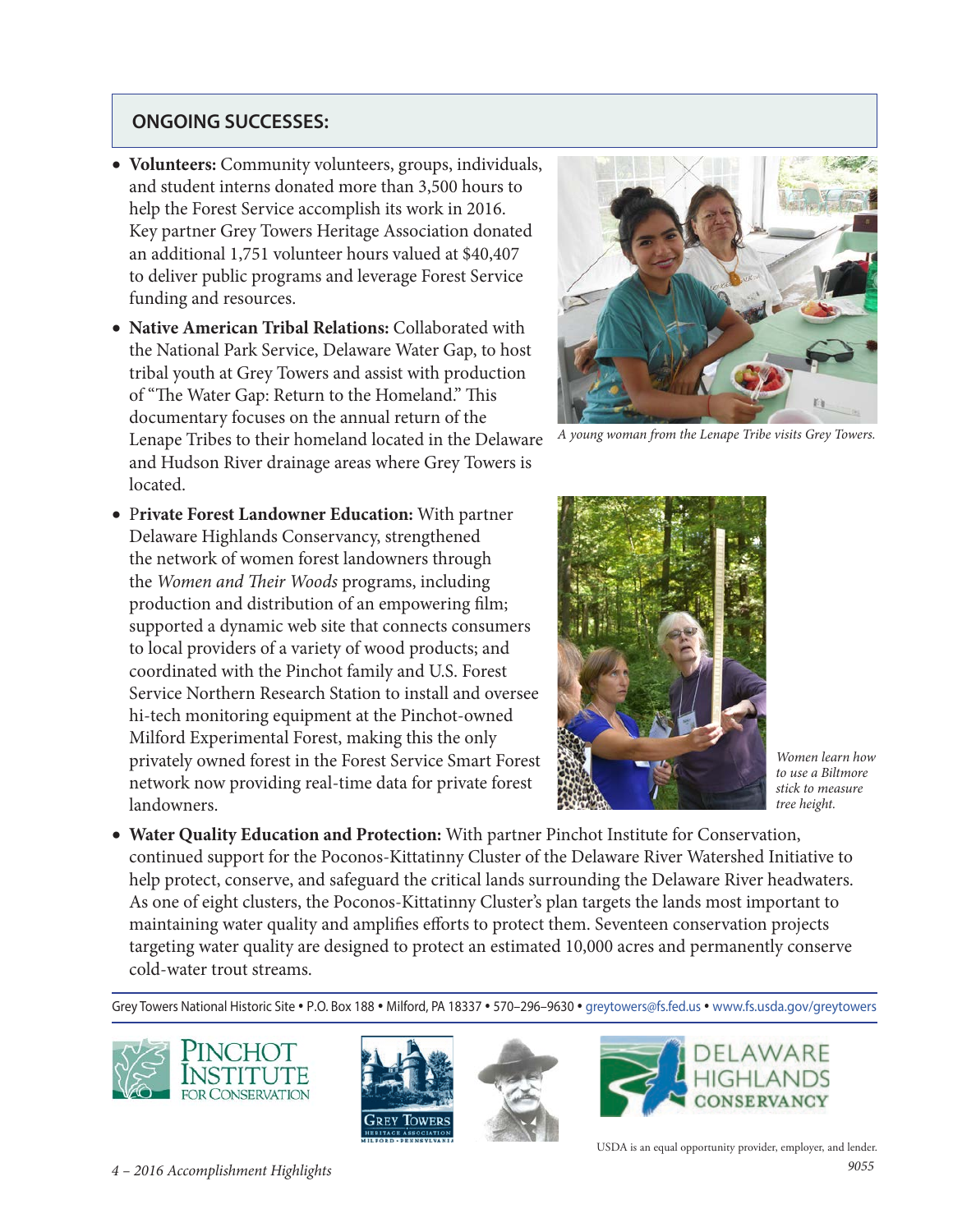## ONGOING SUCCESSES:

- **Volunteers:** Community volunteers, groups, individuals, and student interns donated more than 3,500 hours to help the Forest Service accomplish its work in 2016. Key partner Grey Towers Heritage Association donated an additional 1,751 volunteer hours valued at $40,407 to deliver public programs and leverage Forest Service funding and resources.
- **Native American Tribal Relations:** Collaborated with the National Park Service, Delaware Water Gap, to host tribal youth at Grey Towers and assist with production of "The Water Gap: Return to the Homeland." This documentary focuses on the annual return of the Lenape Tribes to their homeland located in the Delaware and Hudson River drainage areas where Grey Towers is located.

*A young woman from the Lenape Tribe visits Grey Towers.*

- **Private Forest Landowner Education:** With partner Delaware Highlands Conservancy, strengthened the network of women forest landowners through the *Women and Their Woods* programs, including production and distribution of an empowering film; supported a dynamic web site that connects consumers to local providers of a variety of wood products; and coordinated with the Pinchot family and U.S. Forest Service Northern Research Station to install and oversee hi-tech monitoring equipment at the Pinchot-owned Milford Experimental Forest, making this the only privately owned forest in the Forest Service Smart Forest network now providing real-time data for private forest landowners.

*Women learn how to use a Biltmore stick to measure tree height.*

- **Water Quality Education and Protection:** With partner Pinchot Institute for Conservation, continued support for the Poconos-Kittatinny Cluster of the Delaware River Watershed Initiative to help protect, conserve, and safeguard the critical lands surrounding the Delaware River headwaters. As one of eight clusters, the Poconos-Kittatinny Cluster's plan targets the lands most important to maintaining water quality and amplifies efforts to protect them. Seventeen conservation projects targeting water quality are designed to protect an estimated 10,000 acres and permanently conserve cold-water trout streams.

Grey Towers National Historic Site • P.O. Box 188 • Milford, PA 18337 • 570–296–9630 • greytowers@fs.fed.us • www.fs.usda.gov/greytowers

PINCHOT INSTITUTE FOR CONSERVATION

GREY TOWERS HERITAGE ASSOCIATION MILFORD • PENNSYLVANIA

DELAWARE HIGHLANDS CONSERVANCY

USDA is an equal opportunity provider, employer, and lender.

9055